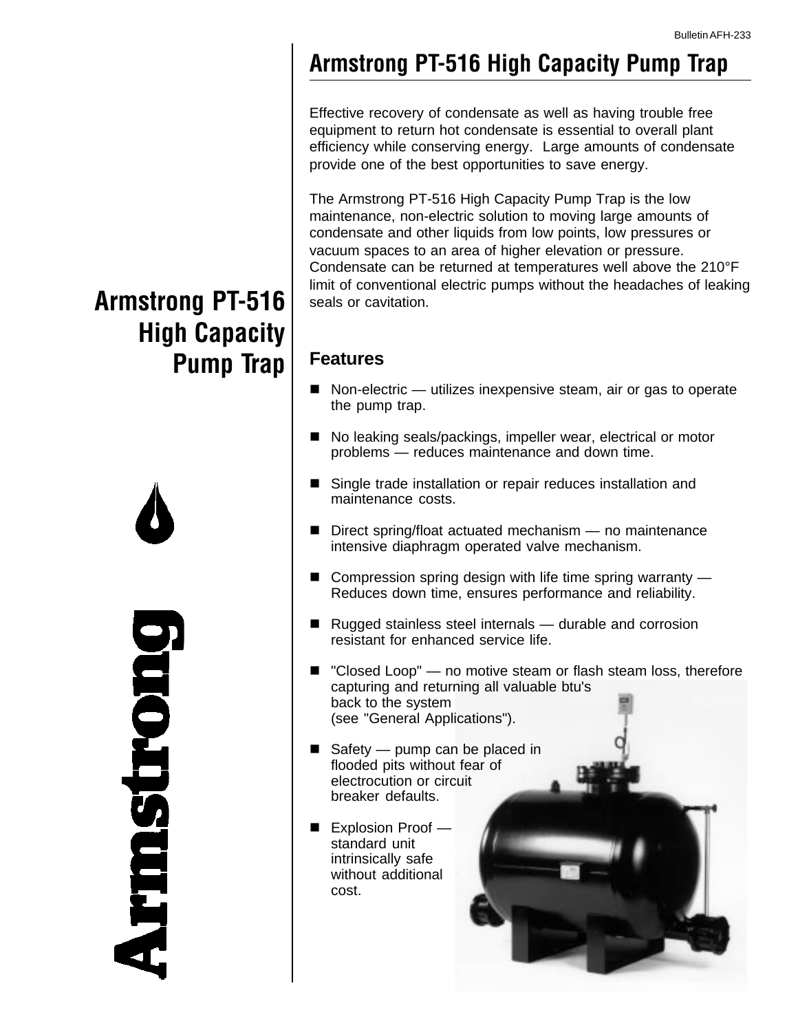Bulletin AFH-233

# Armstrong PT-516 High Capacity Pump Trap

Effective recovery of condensate as well as having trouble free equipment to return hot condensate is essential to overall plant efficiency while conserving energy. Large amounts of condensate provide one of the best opportunities to save energy.

The Armstrong PT-516 High Capacity Pump Trap is the low maintenance, non-electric solution to moving large amounts of condensate and other liquids from low points, low pressures or vacuum spaces to an area of higher elevation or pressure. Condensate can be returned at temperatures well above the 210°F limit of conventional electric pumps without the headaches of leaking seals or cavitation.

## Armstrong PT-516 High Capacity Pump Trap

Armstrong

## Features

- Non-electric — utilizes inexpensive steam, air or gas to operate the pump trap.
- No leaking seals/packings, impeller wear, electrical or motor problems — reduces maintenance and down time.
- Single trade installation or repair reduces installation and maintenance costs.
- Direct spring/float actuated mechanism — no maintenance intensive diaphragm operated valve mechanism.
- Compression spring design with life time spring warranty — Reduces down time, ensures performance and reliability.
- Rugged stainless steel internals — durable and corrosion resistant for enhanced service life.
- "Closed Loop" — no motive steam or flash steam loss, therefore capturing and returning all valuable btu's back to the system (see "General Applications").
- Safety — pump can be placed in flooded pits without fear of electrocution or circuit breaker defaults.
- Explosion Proof — standard unit intrinsically safe without additional cost.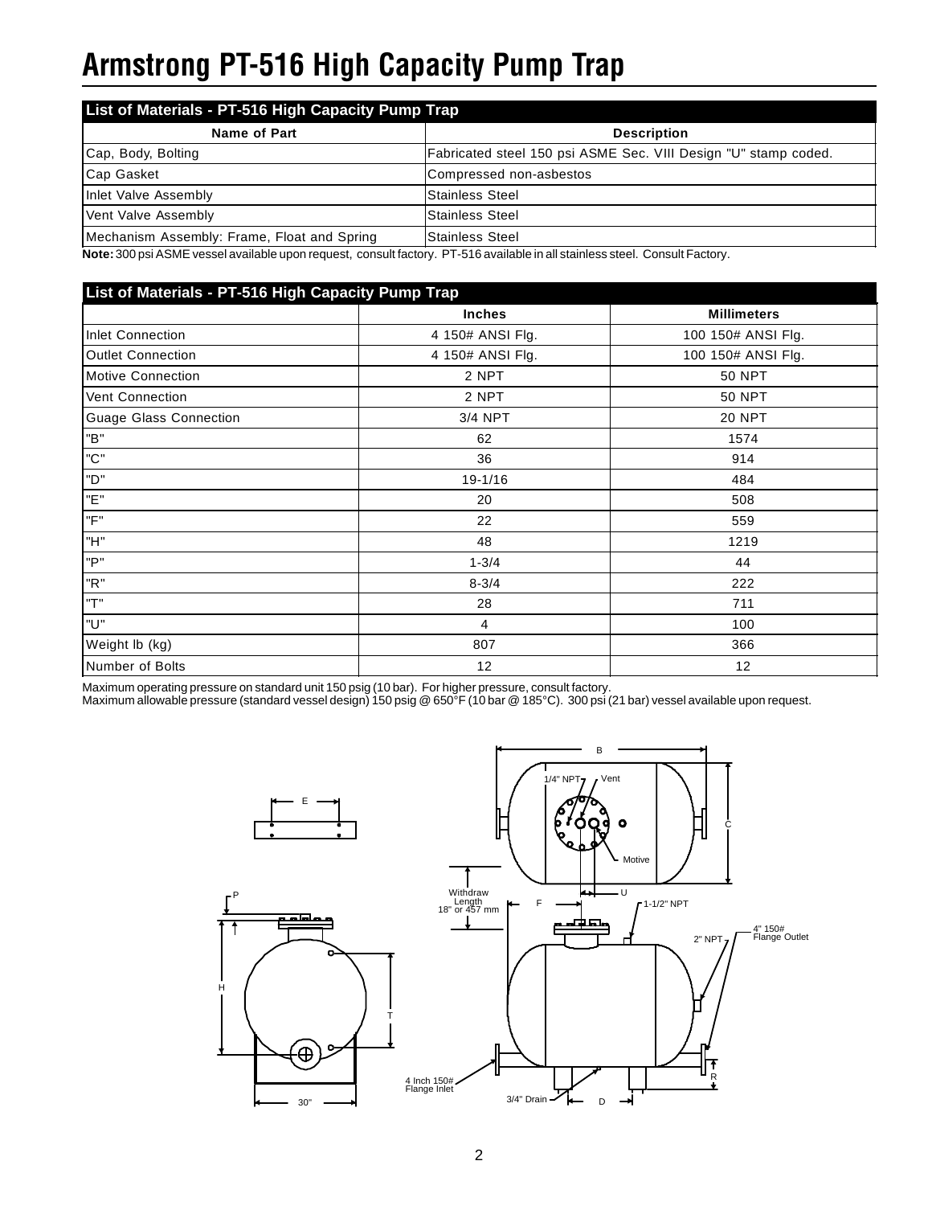# Armstrong PT-516 High Capacity Pump Trap

| List of Materials - PT-516 High Capacity Pump Trap | |
|---|---|
| **Name of Part** | **Description** |
| Cap, Body, Bolting | Fabricated steel 150 psi ASME Sec. VIII Design "U" stamp coded. |
| Cap Gasket | Compressed non-asbestos |
| Inlet Valve Assembly | Stainless Steel |
| Vent Valve Assembly | Stainless Steel |
| Mechanism Assembly: Frame, Float and Spring | Stainless Steel |

**Note:** 300 psi ASME vessel available upon request, consult factory. PT-516 available in all stainless steel. Consult Factory.

| List of Materials - PT-516 High Capacity Pump Trap | | |
|---|---|---|
| | **Inches** | **Millimeters** |
| Inlet Connection | 4 150# ANSI Flg. | 100 150# ANSI Flg. |
| Outlet Connection | 4 150# ANSI Flg. | 100 150# ANSI Flg. |
| Motive Connection | 2 NPT | 50 NPT |
| Vent Connection | 2 NPT | 50 NPT |
| Guage Glass Connection | 3/4 NPT | 20 NPT |
| "B" | 62 | 1574 |
| "C" | 36 | 914 |
| "D" | 19-1/16 | 484 |
| "E" | 20 | 508 |
| "F" | 22 | 559 |
| "H" | 48 | 1219 |
| "P" | 1-3/4 | 44 |
| "R" | 8-3/4 | 222 |
| "T" | 28 | 711 |
| "U" | 4 | 100 |
| Weight lb (kg) | 807 | 366 |
| Number of Bolts | 12 | 12 |

Maximum operating pressure on standard unit 150 psig (10 bar). For higher pressure, consult factory.
Maximum allowable pressure (standard vessel design) 150 psig @ 650°F (10 bar @ 185°C). 300 psi (21 bar) vessel available upon request.

B, C, E, F, H, P, R, T, U, D, 30", 1/4" NPT, Vent, Motive, Withdraw Length 18" or 457 mm, 1-1/2" NPT, 2" NPT, 4" 150# Flange Outlet, 4 Inch 150# Flange Inlet, 3/4" Drain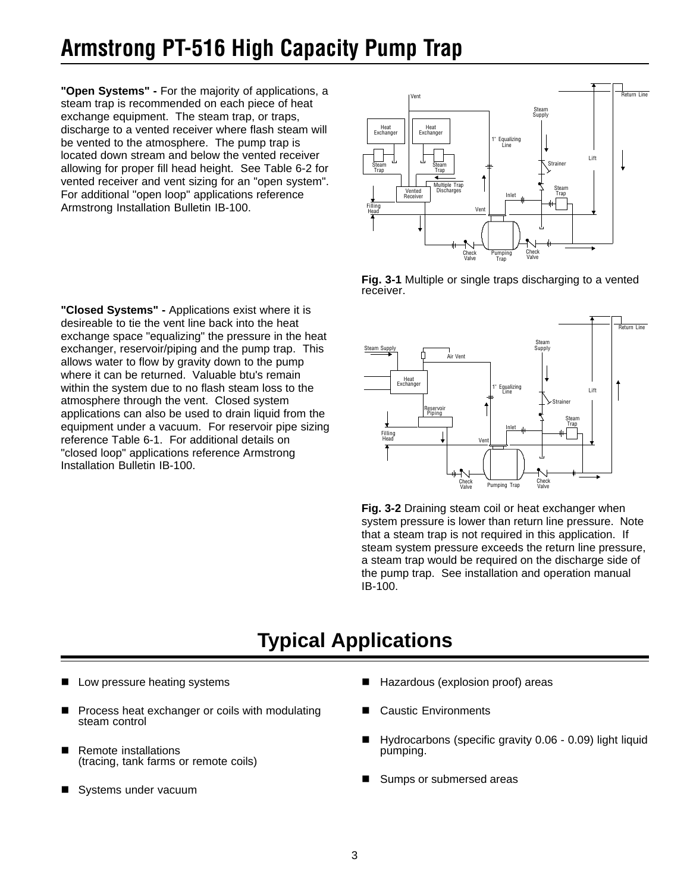# Armstrong PT-516 High Capacity Pump Trap

**"Open Systems" -** For the majority of applications, a steam trap is recommended on each piece of heat exchange equipment. The steam trap, or traps, discharge to a vented receiver where flash steam will be vented to the atmosphere. The pump trap is located down stream and below the vented receiver allowing for proper fill head height. See Table 6-2 for vented receiver and vent sizing for an "open system". For additional "open loop" applications reference Armstrong Installation Bulletin IB-100.

**Fig. 3-1** Multiple or single traps discharging to a vented receiver.

**"Closed Systems" -** Applications exist where it is desireable to tie the vent line back into the heat exchange space "equalizing" the pressure in the heat exchanger, reservoir/piping and the pump trap. This allows water to flow by gravity down to the pump where it can be returned. Valuable btu's remain within the system due to no flash steam loss to the atmosphere through the vent. Closed system applications can also be used to drain liquid from the equipment under a vacuum. For reservoir pipe sizing reference Table 6-1. For additional details on "closed loop" applications reference Armstrong Installation Bulletin IB-100.

**Fig. 3-2** Draining steam coil or heat exchanger when system pressure is lower than return line pressure. Note that a steam trap is not required in this application. If steam system pressure exceeds the return line pressure, a steam trap would be required on the discharge side of the pump trap. See installation and operation manual IB-100.

## Typical Applications

- Low pressure heating systems
- Process heat exchanger or coils with modulating steam control
- Remote installations (tracing, tank farms or remote coils)
- Systems under vacuum
- Hazardous (explosion proof) areas
- Caustic Environments
- Hydrocarbons (specific gravity 0.06 - 0.09) light liquid pumping.
- Sumps or submersed areas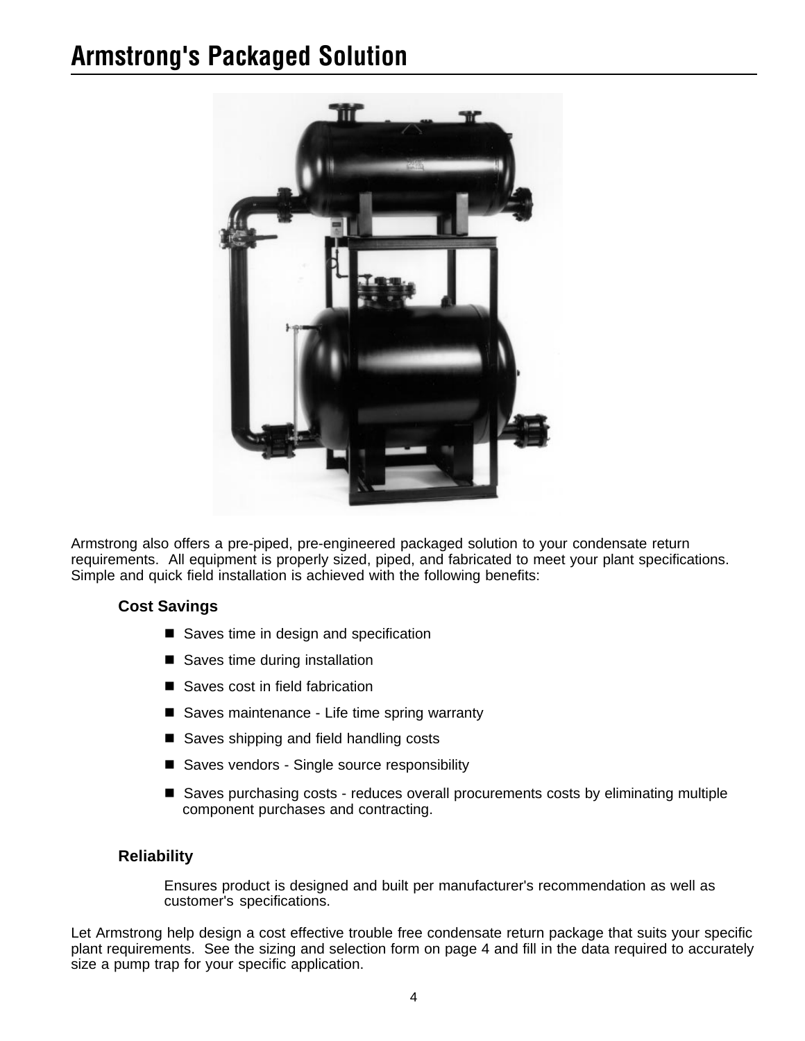# Armstrong's Packaged Solution

Armstrong also offers a pre-piped, pre-engineered packaged solution to your condensate return requirements. All equipment is properly sized, piped, and fabricated to meet your plant specifications. Simple and quick field installation is achieved with the following benefits:

**Cost Savings**

- Saves time in design and specification
- Saves time during installation
- Saves cost in field fabrication
- Saves maintenance - Life time spring warranty
- Saves shipping and field handling costs
- Saves vendors - Single source responsibility
- Saves purchasing costs - reduces overall procurements costs by eliminating multiple component purchases and contracting.

**Reliability**

Ensures product is designed and built per manufacturer's recommendation as well as customer's specifications.

Let Armstrong help design a cost effective trouble free condensate return package that suits your specific plant requirements. See the sizing and selection form on page 4 and fill in the data required to accurately size a pump trap for your specific application.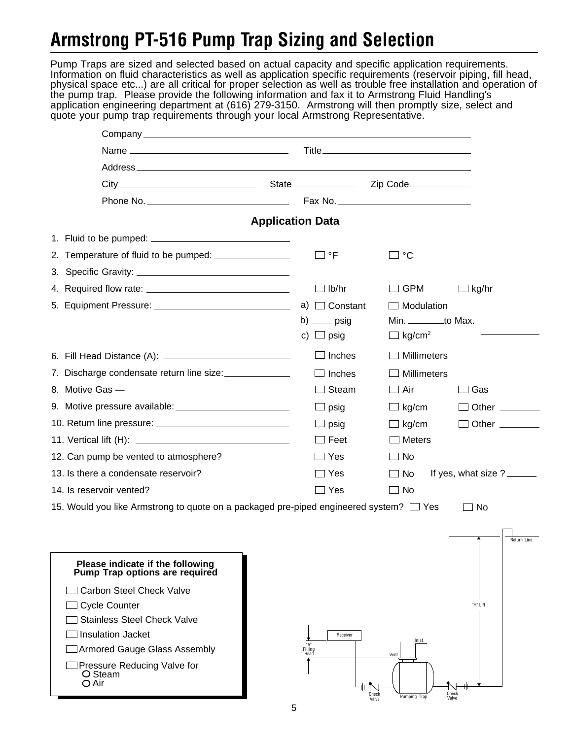# Armstrong PT-516 Pump Trap Sizing and Selection

Pump Traps are sized and selected based on actual capacity and specific application requirements. Information on fluid characteristics as well as application specific requirements (reservoir piping, fill head, physical space etc...) are all critical for proper selection as well as trouble free installation and operation of the pump trap. Please provide the following information and fax it to Armstrong Fluid Handling's application engineering department at (616) 279-3150. Armstrong will then promptly size, select and quote your pump trap requirements through your local Armstrong Representative.

Company ______________________________

Name ______________________ Title ______________________

Address ______________________________

City ____________________ State __________ Zip Code __________

Phone No. ______________________ Fax No. ______________________

## Application Data

1. Fluid to be pumped: ______________________
2. Temperature of fluid to be pumped: __________ ☐ °F ☐ °C
3. Specific Gravity: ______________________
4. Required flow rate: ______________________ ☐ lb/hr ☐ GPM ☐ kg/hr
5. Equipment Pressure: ______________________
   a) ☐ Constant ☐ Modulation
   b) ____ psig Min. ______ to Max. ______
   c) ☐ psig ☐ kg/cm²
6. Fill Head Distance (A): ______________________ ☐ Inches ☐ Millimeters
7. Discharge condensate return line size: __________ ☐ Inches ☐ Millimeters
8. Motive Gas — ☐ Steam ☐ Air ☐ Gas
9. Motive pressure available: __________________ ☐ psig ☐ kg/cm ☐ Other ______
10. Return line pressure: ______________________ ☐ psig ☐ kg/cm ☐ Other ______
11. Vertical lift (H): ______________________ ☐ Feet ☐ Meters
12. Can pump be vented to atmosphere? ☐ Yes ☐ No
13. Is there a condensate reservoir? ☐ Yes ☐ No If yes, what size ? ______
14. Is reservoir vented? ☐ Yes ☐ No
15. Would you like Armstrong to quote on a packaged pre-piped engineered system? ☐ Yes ☐ No

**Please indicate if the following Pump Trap options are required**

- ☐ Carbon Steel Check Valve
- ☐ Cycle Counter
- ☐ Stainless Steel Check Valve
- ☐ Insulation Jacket
- ☐ Armored Gauge Glass Assembly
- ☐ Pressure Reducing Valve for
  - ○ Steam
  - ○ Air

Return Line

"H" Lift

Receiver

"A" Filling Head

Inlet

Vent

Check Valve

Pumping Trap

Check Valve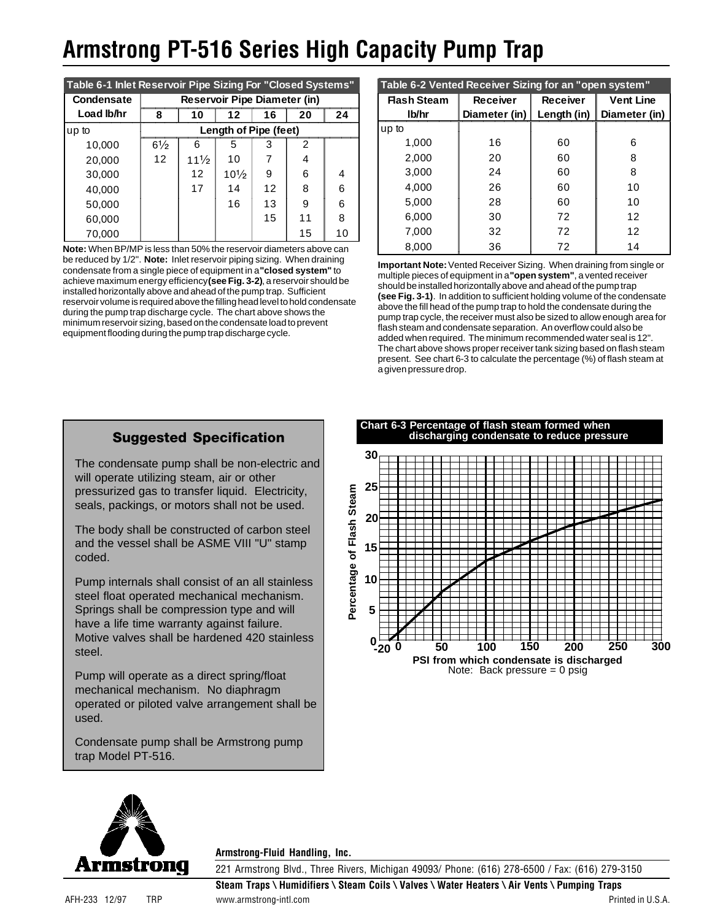# Armstrong PT-516 Series High Capacity Pump Trap

**Table 6-1 Inlet Reservoir Pipe Sizing For "Closed Systems"**

| Condensate Load lb/hr | Reservoir Pipe Diameter (in) | | | | | |
|---|---|---|---|---|---|---|
| | 8 | 10 | 12 | 16 | 20 | 24 |
| up to | Length of Pipe (feet) | | | | | |
| 10,000 | 6½ | 6 | 5 | 3 | 2 | |
| 20,000 | 12 | 11½ | 10 | 7 | 4 | |
| 30,000 | | 12 | 10½ | 9 | 6 | 4 |
| 40,000 | | 17 | 14 | 12 | 8 | 6 |
| 50,000 | | | 16 | 13 | 9 | 6 |
| 60,000 | | | | 15 | 11 | 8 |
| 70,000 | | | | | 15 | 10 |

**Note:** When BP/MP is less than 50% the reservoir diameters above can be reduced by 1/2". **Note:** Inlet reservoir piping sizing. When draining condensate from a single piece of equipment in a **"closed system"** to achieve maximum energy efficiency **(see Fig. 3-2)**, a reservoir should be installed horizontally above and ahead of the pump trap. Sufficient reservoir volume is required above the filling head level to hold condensate during the pump trap discharge cycle. The chart above shows the minimum reservoir sizing, based on the condensate load to prevent equipment flooding during the pump trap discharge cycle.

**Table 6-2 Vented Receiver Sizing for an "open system"**

| Flash Steam lb/hr | Receiver Diameter (in) | Receiver Length (in) | Vent Line Diameter (in) |
|---|---|---|---|
| up to | | | |
| 1,000 | 16 | 60 | 6 |
| 2,000 | 20 | 60 | 8 |
| 3,000 | 24 | 60 | 8 |
| 4,000 | 26 | 60 | 10 |
| 5,000 | 28 | 60 | 10 |
| 6,000 | 30 | 72 | 12 |
| 7,000 | 32 | 72 | 12 |
| 8,000 | 36 | 72 | 14 |

**Important Note:** Vented Receiver Sizing. When draining from single or multiple pieces of equipment in a **"open system"**, a vented receiver should be installed horizontally above and ahead of the pump trap **(see Fig. 3-1)**. In addition to sufficient holding volume of the condensate above the fill head of the pump trap to hold the condensate during the pump trap cycle, the receiver must also be sized to allow enough area for flash steam and condensate separation. An overflow could also be added when required. The minimum recommended water seal is 12". The chart above shows proper receiver tank sizing based on flash steam present. See chart 6-3 to calculate the percentage (%) of flash steam at a given pressure drop.

## Suggested Specification

The condensate pump shall be non-electric and will operate utilizing steam, air or other pressurized gas to transfer liquid. Electricity, seals, packings, or motors shall not be used.

The body shall be constructed of carbon steel and the vessel shall be ASME VIII "U" stamp coded.

Pump internals shall consist of an all stainless steel float operated mechanical mechanism. Springs shall be compression type and will have a life time warranty against failure. Motive valves shall be hardened 420 stainless steel.

Pump will operate as a direct spring/float mechanical mechanism. No diaphragm operated or piloted valve arrangement shall be used.

Condensate pump shall be Armstrong pump trap Model PT-516.

**Chart 6-3 Percentage of flash steam formed when discharging condensate to reduce pressure**

Percentage of Flash Steam
30
25
20
15
10
5
0
-20 0 50 100 150 200 250 300
PSI from which condensate is discharged
Note: Back pressure = 0 psig

**Armstrong-Fluid Handling, Inc.**

221 Armstrong Blvd., Three Rivers, Michigan 49093/ Phone: (616) 278-6500 / Fax: (616) 279-3150

**Steam Traps \ Humidifiers \ Steam Coils \ Valves \ Water Heaters \ Air Vents \ Pumping Traps**

AFH-233 12/97 TRP www.armstrong-intl.com Printed in U.S.A.